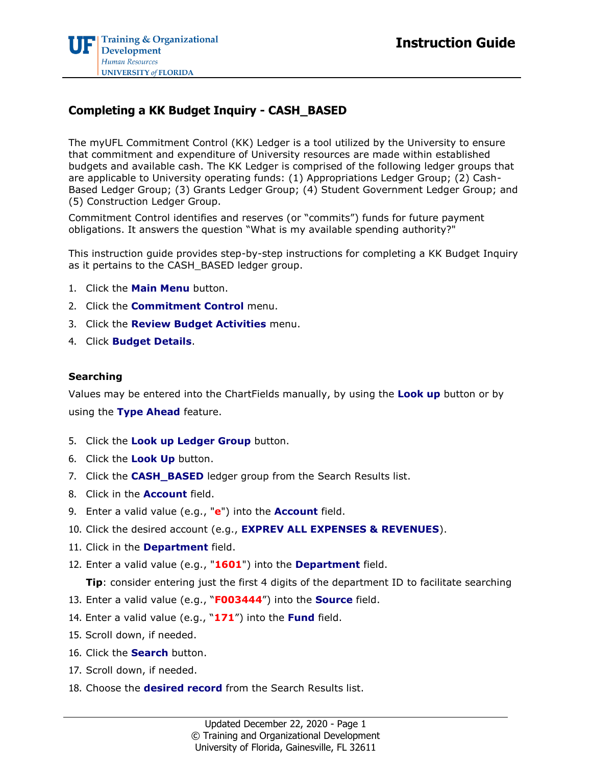# Completing a KK Budget Inquiry - CASH_BASED

The myUFL Commitment Control (KK) Ledger is a tool utilized by the University to ensure that commitment and expenditure of University resources are made within established budgets and available cash. The KK Ledger is comprised of the following ledger groups that are applicable to University operating funds: (1) Appropriations Ledger Group; (2) Cash-Based Ledger Group; (3) Grants Ledger Group; (4) Student Government Ledger Group; and (5) Construction Ledger Group.

Commitment Control identifies and reserves (or "commits") funds for future payment obligations. It answers the question "What is my available spending authority?"

This instruction guide provides step-by-step instructions for completing a KK Budget Inquiry as it pertains to the CASH_BASED ledger group.

1. Click the **Main Menu** button.
2. Click the **Commitment Control** menu.
3. Click the **Review Budget Activities** menu.
4. Click **Budget Details**.

### Searching

Values may be entered into the ChartFields manually, by using the **Look up** button or by using the **Type Ahead** feature.

5. Click the **Look up Ledger Group** button.
6. Click the **Look Up** button.
7. Click the **CASH_BASED** ledger group from the Search Results list.
8. Click in the **Account** field.
9. Enter a valid value (e.g., "**e**") into the **Account** field.
10. Click the desired account (e.g., **EXPREV ALL EXPENSES & REVENUES**).
11. Click in the **Department** field.
12. Enter a valid value (e.g., "**1601**") into the **Department** field.

    **Tip**: consider entering just the first 4 digits of the department ID to facilitate searching
13. Enter a valid value (e.g., "**F003444**") into the **Source** field.
14. Enter a valid value (e.g., "**171**") into the **Fund** field.
15. Scroll down, if needed.
16. Click the **Search** button.
17. Scroll down, if needed.
18. Choose the **desired record** from the Search Results list.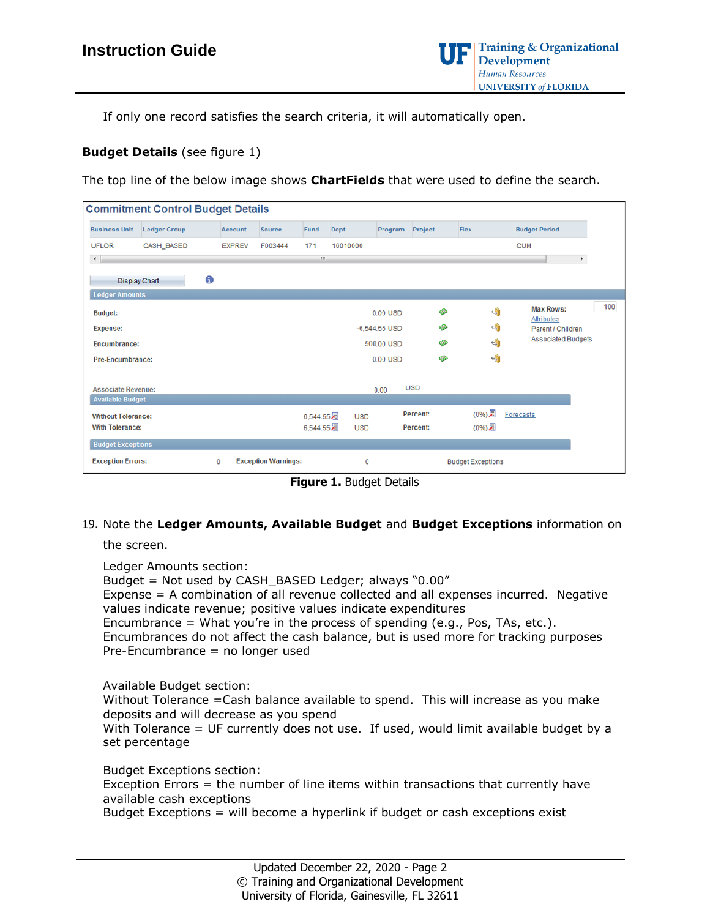If only one record satisfies the search criteria, it will automatically open.

**Budget Details** (see figure 1)

The top line of the below image shows **ChartFields** that were used to define the search.

**Commitment Control Budget Details**

| Business Unit | Ledger Group | Account | Source | Fund | Dept | Program | Project | Flex | Budget Period |
|---|---|---|---|---|---|---|---|---|---|
| UFLOR | CASH_BASED | EXPREV | F003444 | 171 | 16010000 | | | | CUM |

Display Chart

**Ledger Amounts**

| | | Max Rows: 100 |
|---|---|---|
| Budget: | 0.00 USD | Attributes |
| Expense: | -6,544.55 USD | Parent / Children |
| Encumbrance: | 500.00 USD | Associated Budgets |
| Pre-Encumbrance: | 0.00 USD | |

Associate Revenue: 0.00 USD

**Available Budget**

| | | | | | |
|---|---|---|---|---|---|
| Without Tolerance: | 6,544.55 | USD | Percent: | (0%) | Forecasts |
| With Tolerance: | 6,544.55 | USD | Percent: | (0%) | |

**Budget Exceptions**

Exception Errors: 0 Exception Warnings: 0 Budget Exceptions

**Figure 1.** Budget Details

19. Note the **Ledger Amounts, Available Budget** and **Budget Exceptions** information on the screen.

    Ledger Amounts section:
    Budget = Not used by CASH_BASED Ledger; always "0.00"
    Expense = A combination of all revenue collected and all expenses incurred. Negative values indicate revenue; positive values indicate expenditures
    Encumbrance = What you're in the process of spending (e.g., Pos, TAs, etc.). Encumbrances do not affect the cash balance, but is used more for tracking purposes
    Pre-Encumbrance = no longer used

    Available Budget section:
    Without Tolerance =Cash balance available to spend. This will increase as you make deposits and will decrease as you spend
    With Tolerance = UF currently does not use. If used, would limit available budget by a set percentage

    Budget Exceptions section:
    Exception Errors = the number of line items within transactions that currently have available cash exceptions
    Budget Exceptions = will become a hyperlink if budget or cash exceptions exist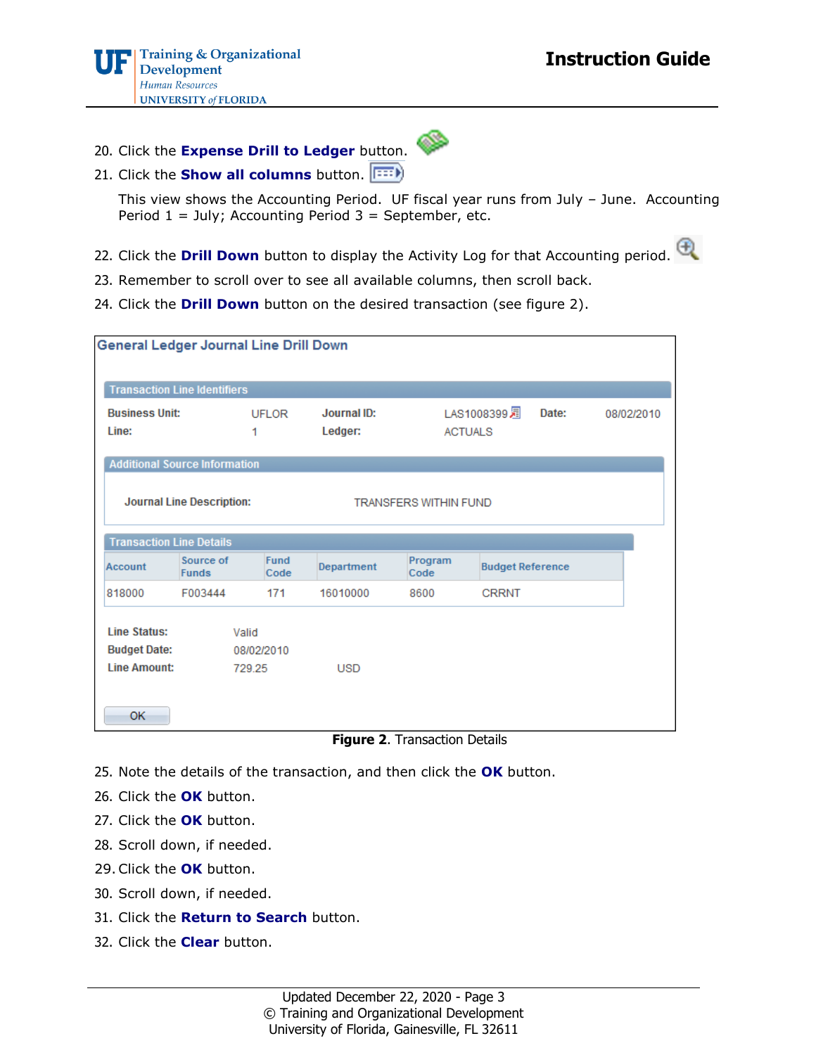20. Click the **Expense Drill to Ledger** button.
21. Click the **Show all columns** button.

    This view shows the Accounting Period. UF fiscal year runs from July – June. Accounting Period 1 = July; Accounting Period 3 = September, etc.

22. Click the **Drill Down** button to display the Activity Log for that Accounting period.
23. Remember to scroll over to see all available columns, then scroll back.
24. Click the **Drill Down** button on the desired transaction (see figure 2).

**General Ledger Journal Line Drill Down**

**Transaction Line Identifiers**

| Business Unit: | UFLOR | Journal ID: | LAS1008399 | Date: | 08/02/2010 |
|---|---|---|---|---|---|
| Line: | 1 | Ledger: | ACTUALS | | |

**Additional Source Information**

Journal Line Description: TRANSFERS WITHIN FUND

**Transaction Line Details**

| Account | Source of Funds | Fund Code | Department | Program Code | Budget Reference |
|---|---|---|---|---|---|
| 818000 | F003444 | 171 | 16010000 | 8600 | CRRNT |

Line Status: Valid
Budget Date: 08/02/2010
Line Amount: 729.25 USD

OK

**Figure 2**. Transaction Details

25. Note the details of the transaction, and then click the **OK** button.
26. Click the **OK** button.
27. Click the **OK** button.
28. Scroll down, if needed.
29. Click the **OK** button.
30. Scroll down, if needed.
31. Click the **Return to Search** button.
32. Click the **Clear** button.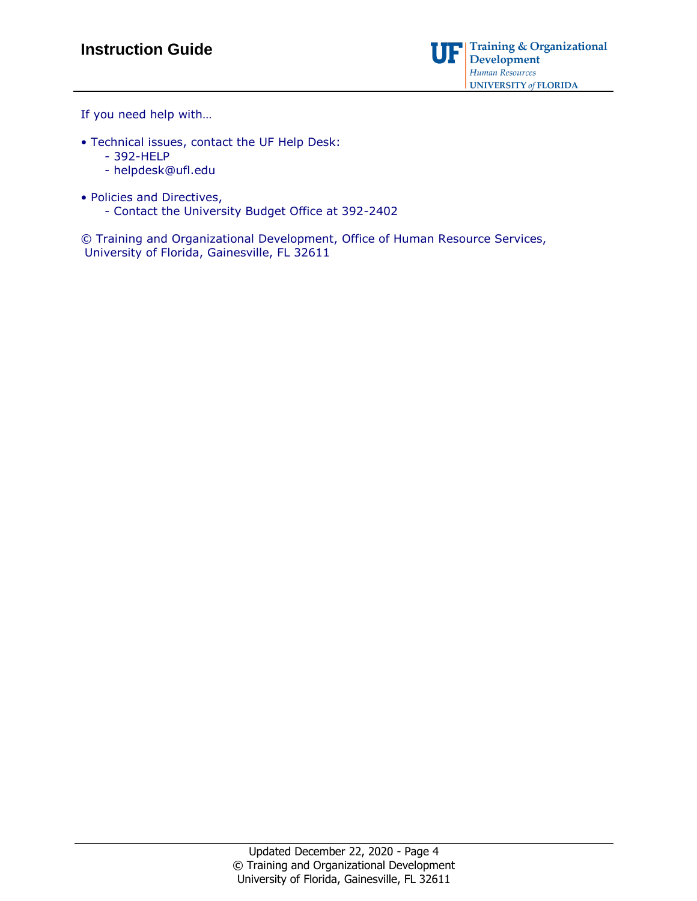If you need help with…

- Technical issues, contact the UF Help Desk:
    - 392-HELP
    - helpdesk@ufl.edu

- Policies and Directives,
    - Contact the University Budget Office at 392-2402

© Training and Organizational Development, Office of Human Resource Services, University of Florida, Gainesville, FL 32611